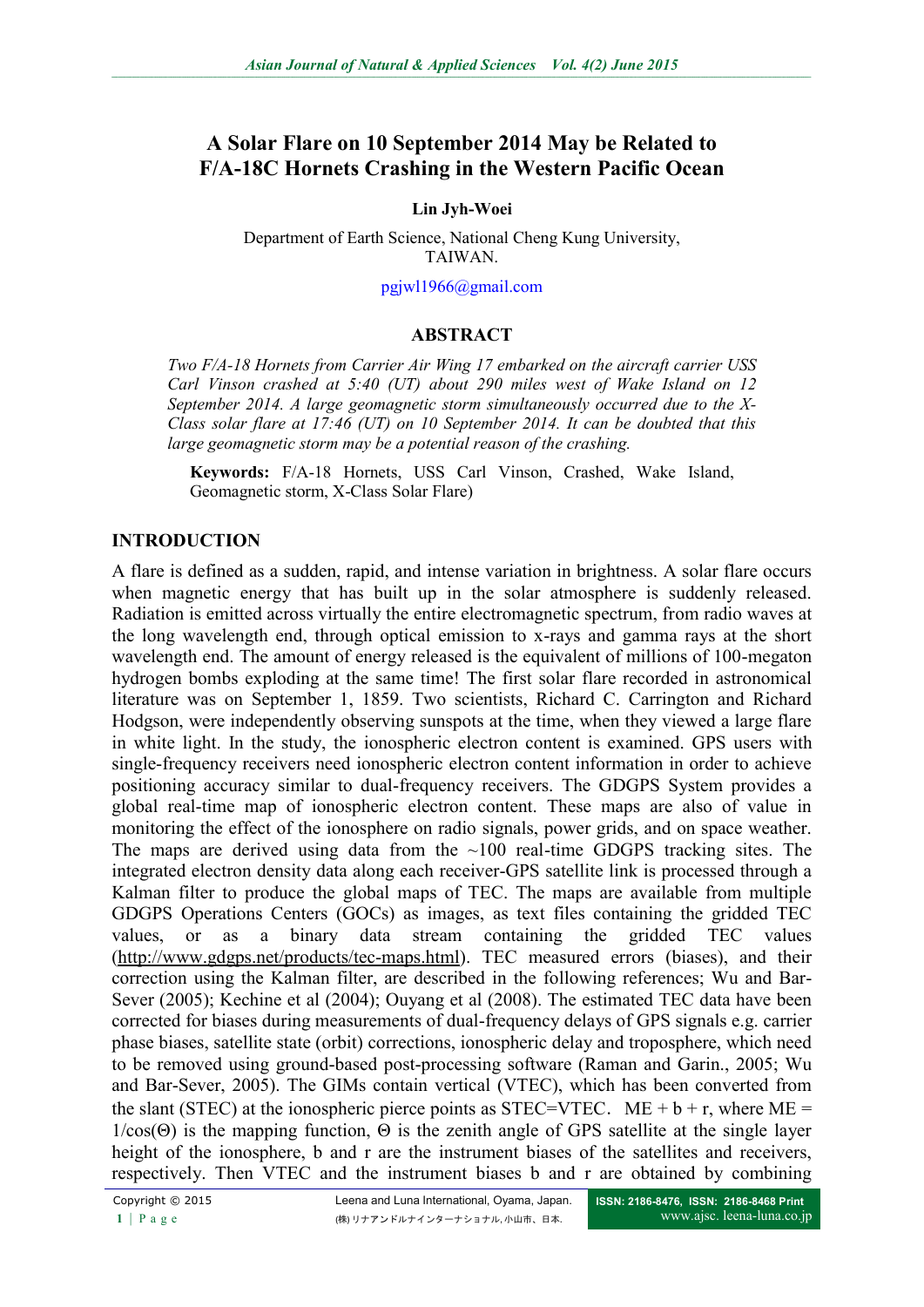# A Solar Flare on 10 September 2014 May be Related to F/A-18C Hornets Crashing in the Western Pacific Ocean

**Lin Jyh-Woei**

Department of Earth Science, National Cheng Kung University, TAIWAN.

pgjwl1966@gmail.com

## ABSTRACT

*Two F/A-18 Hornets from Carrier Air Wing 17 embarked on the aircraft carrier USS Carl Vinson crashed at 5:40 (UT) about 290 miles west of Wake Island on 12 September 2014. A large geomagnetic storm simultaneously occurred due to the X-Class solar flare at 17:46 (UT) on 10 September 2014. It can be doubted that this large geomagnetic storm may be a potential reason of the crashing.*

**Keywords:** F/A-18 Hornets, USS Carl Vinson, Crashed, Wake Island, Geomagnetic storm, X-Class Solar Flare)

## INTRODUCTION

A flare is defined as a sudden, rapid, and intense variation in brightness. A solar flare occurs when magnetic energy that has built up in the solar atmosphere is suddenly released. Radiation is emitted across virtually the entire electromagnetic spectrum, from radio waves at the long wavelength end, through optical emission to x-rays and gamma rays at the short wavelength end. The amount of energy released is the equivalent of millions of 100-megaton hydrogen bombs exploding at the same time! The first solar flare recorded in astronomical literature was on September 1, 1859. Two scientists, Richard C. Carrington and Richard Hodgson, were independently observing sunspots at the time, when they viewed a large flare in white light. In the study, the ionospheric electron content is examined. GPS users with single-frequency receivers need ionospheric electron content information in order to achieve positioning accuracy similar to dual-frequency receivers. The GDGPS System provides a global real-time map of ionospheric electron content. These maps are also of value in monitoring the effect of the ionosphere on radio signals, power grids, and on space weather. The maps are derived using data from the ~100 real-time GDGPS tracking sites. The integrated electron density data along each receiver-GPS satellite link is processed through a Kalman filter to produce the global maps of TEC. The maps are available from multiple GDGPS Operations Centers (GOCs) as images, as text files containing the gridded TEC values, or as a binary data stream containing the gridded TEC values (http://www.gdgps.net/products/tec-maps.html). TEC measured errors (biases), and their correction using the Kalman filter, are described in the following references; Wu and Bar-Sever (2005); Kechine et al (2004); Ouyang et al (2008). The estimated TEC data have been corrected for biases during measurements of dual-frequency delays of GPS signals e.g. carrier phase biases, satellite state (orbit) corrections, ionospheric delay and troposphere, which need to be removed using ground-based post-processing software (Raman and Garin., 2005; Wu and Bar-Sever, 2005). The GIMs contain vertical (VTEC), which has been converted from the slant (STEC) at the ionospheric pierce points as STEC=VTEC. ME + b + r, where ME = $1/\cos(\Theta)$ is the mapping function, $\Theta$ is the zenith angle of GPS satellite at the single layer height of the ionosphere, b and r are the instrument biases of the satellites and receivers, respectively. Then VTEC and the instrument biases b and r are obtained by combining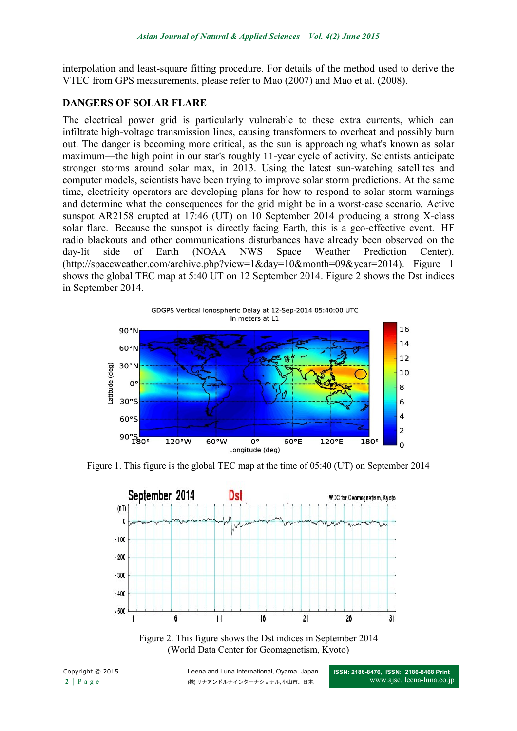interpolation and least-square fitting procedure. For details of the method used to derive the VTEC from GPS measurements, please refer to Mao (2007) and Mao et al. (2008).

## DANGERS OF SOLAR FLARE

The electrical power grid is particularly vulnerable to these extra currents, which can infiltrate high-voltage transmission lines, causing transformers to overheat and possibly burn out. The danger is becoming more critical, as the sun is approaching what's known as solar maximum—the high point in our star's roughly 11-year cycle of activity. Scientists anticipate stronger storms around solar max, in 2013. Using the latest sun-watching satellites and computer models, scientists have been trying to improve solar storm predictions. At the same time, electricity operators are developing plans for how to respond to solar storm warnings and determine what the consequences for the grid might be in a worst-case scenario. Active sunspot AR2158 erupted at 17:46 (UT) on 10 September 2014 producing a strong X-class solar flare. Because the sunspot is directly facing Earth, this is a geo-effective event. HF radio blackouts and other communications disturbances have already been observed on the day-lit side of Earth (NOAA NWS Space Weather Prediction Center). (http://spaceweather.com/archive.php?view=1&day=10&month=09&year=2014). Figure 1 shows the global TEC map at 5:40 UT on 12 September 2014. Figure 2 shows the Dst indices in September 2014.

Figure 1. This figure is the global TEC map at the time of 05:40 (UT) on September 2014

Figure 2. This figure shows the Dst indices in September 2014 (World Data Center for Geomagnetism, Kyoto)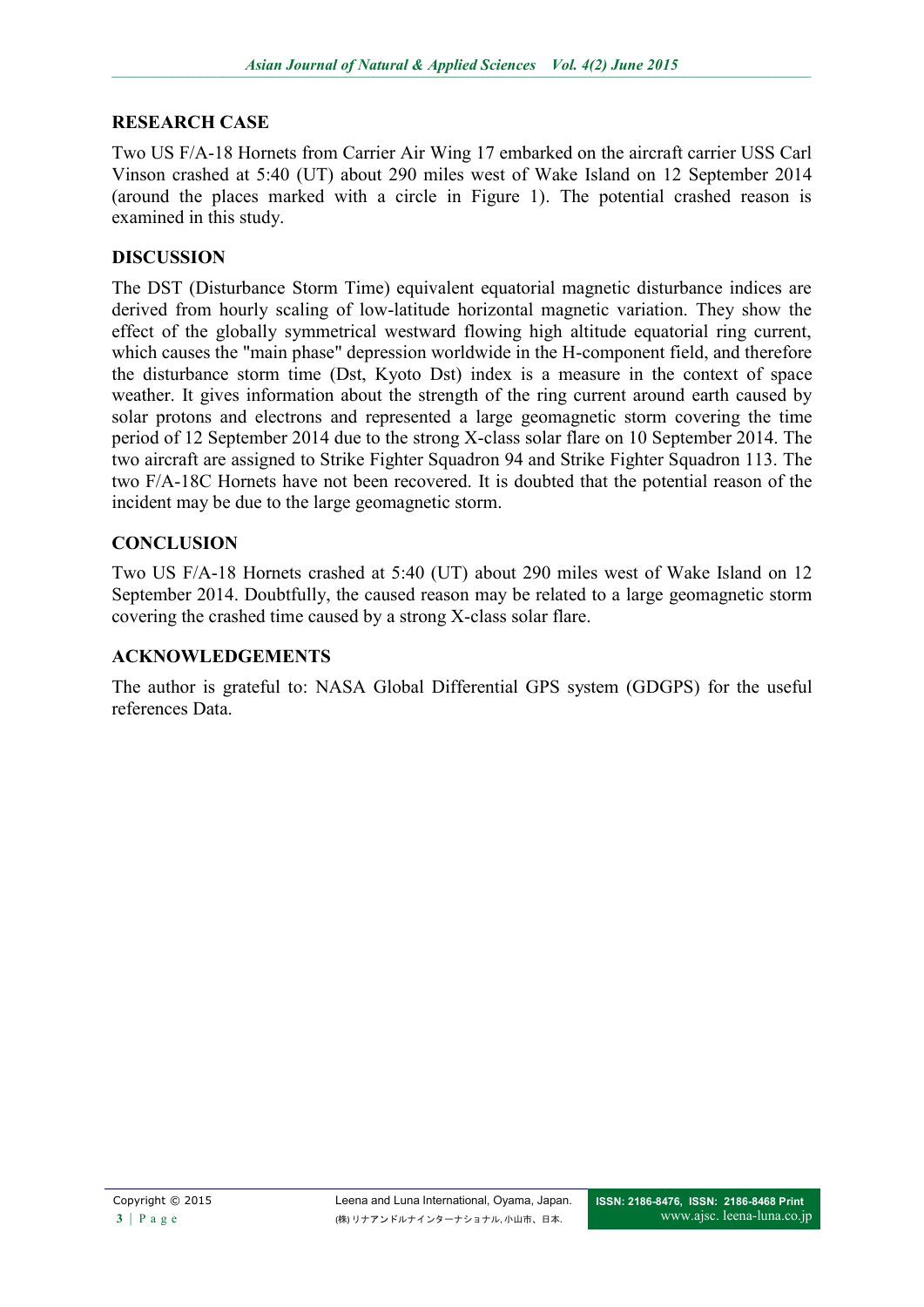## RESEARCH CASE

Two US F/A-18 Hornets from Carrier Air Wing 17 embarked on the aircraft carrier USS Carl Vinson crashed at 5:40 (UT) about 290 miles west of Wake Island on 12 September 2014 (around the places marked with a circle in Figure 1). The potential crashed reason is examined in this study.

## DISCUSSION

The DST (Disturbance Storm Time) equivalent equatorial magnetic disturbance indices are derived from hourly scaling of low-latitude horizontal magnetic variation. They show the effect of the globally symmetrical westward flowing high altitude equatorial ring current, which causes the "main phase" depression worldwide in the H-component field, and therefore the disturbance storm time (Dst, Kyoto Dst) index is a measure in the context of space weather. It gives information about the strength of the ring current around earth caused by solar protons and electrons and represented a large geomagnetic storm covering the time period of 12 September 2014 due to the strong X-class solar flare on 10 September 2014. The two aircraft are assigned to Strike Fighter Squadron 94 and Strike Fighter Squadron 113. The two F/A-18C Hornets have not been recovered. It is doubted that the potential reason of the incident may be due to the large geomagnetic storm.

## CONCLUSION

Two US F/A-18 Hornets crashed at 5:40 (UT) about 290 miles west of Wake Island on 12 September 2014. Doubtfully, the caused reason may be related to a large geomagnetic storm covering the crashed time caused by a strong X-class solar flare.

## ACKNOWLEDGEMENTS

The author is grateful to: NASA Global Differential GPS system (GDGPS) for the useful references Data.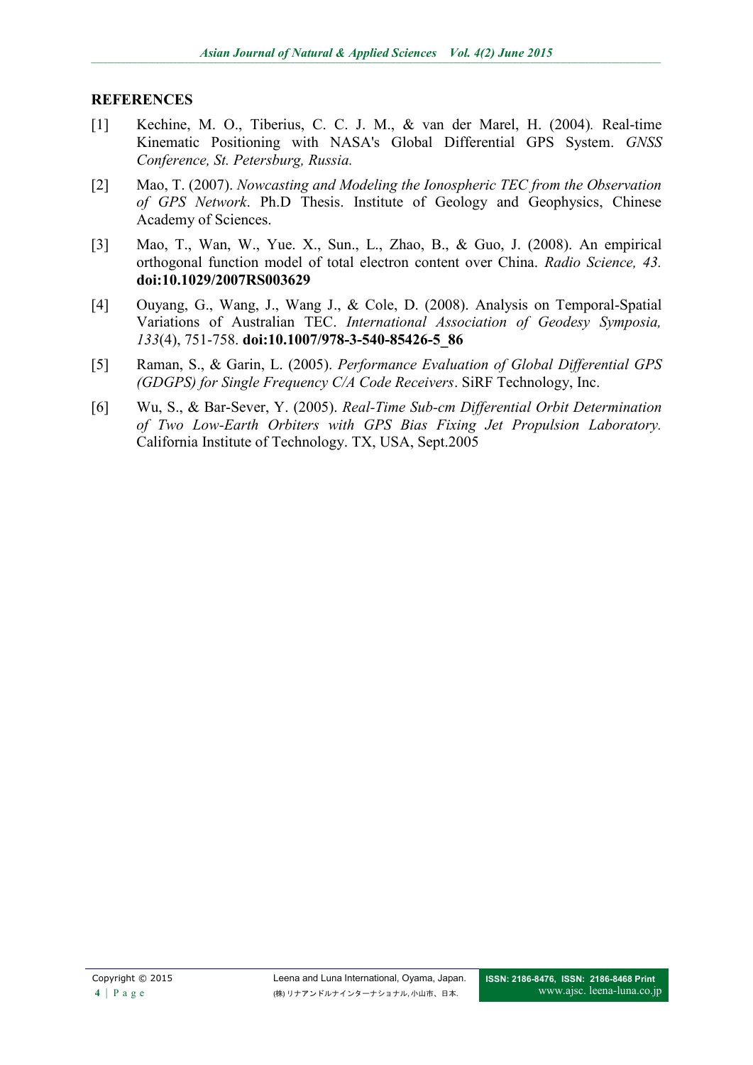## REFERENCES

[1] Kechine, M. O., Tiberius, C. C. J. M., & van der Marel, H. (2004). Real-time Kinematic Positioning with NASA's Global Differential GPS System. *GNSS Conference, St. Petersburg, Russia.*

[2] Mao, T. (2007). *Nowcasting and Modeling the Ionospheric TEC from the Observation of GPS Network*. Ph.D Thesis. Institute of Geology and Geophysics, Chinese Academy of Sciences.

[3] Mao, T., Wan, W., Yue. X., Sun., L., Zhao, B., & Guo, J. (2008). An empirical orthogonal function model of total electron content over China. *Radio Science, 43.* **doi:10.1029/2007RS003629**

[4] Ouyang, G., Wang, J., Wang J., & Cole, D. (2008). Analysis on Temporal-Spatial Variations of Australian TEC. *International Association of Geodesy Symposia, 133*(4), 751-758. **doi:10.1007/978-3-540-85426-5_86**

[5] Raman, S., & Garin, L. (2005). *Performance Evaluation of Global Differential GPS (GDGPS) for Single Frequency C/A Code Receivers*. SiRF Technology, Inc.

[6] Wu, S., & Bar-Sever, Y. (2005). *Real-Time Sub-cm Differential Orbit Determination of Two Low-Earth Orbiters with GPS Bias Fixing Jet Propulsion Laboratory.* California Institute of Technology. TX, USA, Sept.2005